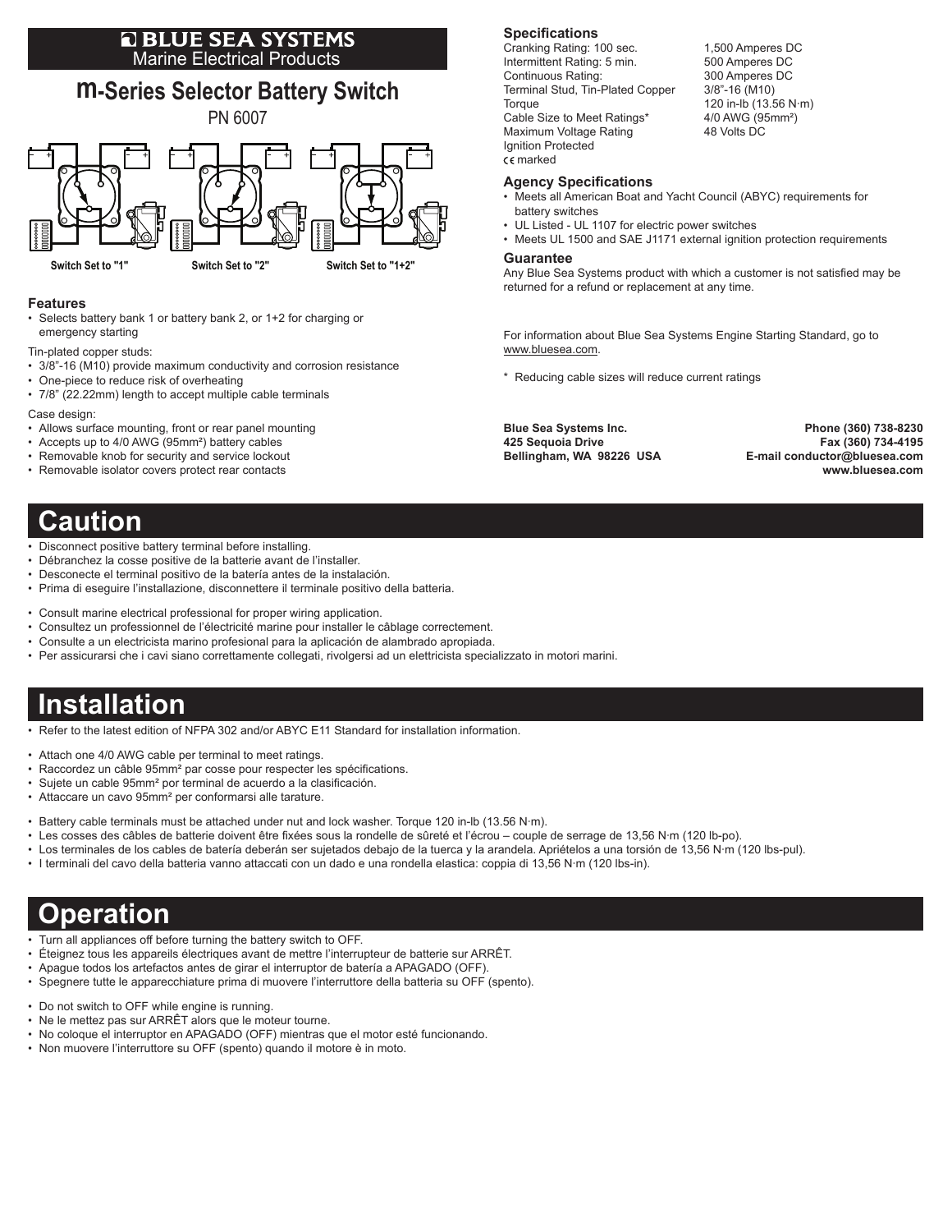BLUE SEA SYSTEMS
Marine Electrical Products

# m-Series Selector Battery Switch

PN 6007

Switch Set to "1" | Switch Set to "2" | Switch Set to "1+2"

### Features

- Selects battery bank 1 or battery bank 2, or 1+2 for charging or emergency starting

Tin-plated copper studs:

- 3/8"-16 (M10) provide maximum conductivity and corrosion resistance
- One-piece to reduce risk of overheating
- 7/8" (22.22mm) length to accept multiple cable terminals

Case design:

- Allows surface mounting, front or rear panel mounting
- Accepts up to 4/0 AWG (95mm²) battery cables
- Removable knob for security and service lockout
- Removable isolator covers protect rear contacts

### Specifications

| | |
|---|---|
| Cranking Rating: 100 sec. | 1,500 Amperes DC |
| Intermittent Rating: 5 min. | 500 Amperes DC |
| Continuous Rating: | 300 Amperes DC |
| Terminal Stud, Tin-Plated Copper | 3/8"-16 (M10) |
| Torque | 120 in-lb (13.56 N·m) |
| Cable Size to Meet Ratings* | 4/0 AWG (95mm²) |
| Maximum Voltage Rating | 48 Volts DC |
| Ignition Protected | |
| CE marked | |

### Agency Specifications

- Meets all American Boat and Yacht Council (ABYC) requirements for battery switches
- UL Listed - UL 1107 for electric power switches
- Meets UL 1500 and SAE J1171 external ignition protection requirements

### Guarantee

Any Blue Sea Systems product with which a customer is not satisfied may be returned for a refund or replacement at any time.

For information about Blue Sea Systems Engine Starting Standard, go to www.bluesea.com.

\* Reducing cable sizes will reduce current ratings

**Blue Sea Systems Inc.**
**425 Sequoia Drive**
**Bellingham, WA 98226 USA**

**Phone (360) 738-8230**
**Fax (360) 734-4195**
**E-mail conductor@bluesea.com**
**www.bluesea.com**

# Caution

- Disconnect positive battery terminal before installing.
- Débranchez la cosse positive de la batterie avant de l'installer.
- Desconecte el terminal positivo de la batería antes de la instalación.
- Prima di eseguire l'installazione, disconnettere il terminale positivo della batteria.

- Consult marine electrical professional for proper wiring application.
- Consultez un professionnel de l'électricité marine pour installer le câblage correctement.
- Consulte a un electricista marino profesional para la aplicación de alambrado apropiada.
- Per assicurarsi che i cavi siano correttamente collegati, rivolgersi ad un elettricista specializzato in motori marini.

# Installation

- Refer to the latest edition of NFPA 302 and/or ABYC E11 Standard for installation information.

- Attach one 4/0 AWG cable per terminal to meet ratings.
- Raccordez un câble 95mm² par cosse pour respecter les spécifications.
- Sujete un cable 95mm² por terminal de acuerdo a la clasificación.
- Attaccare un cavo 95mm² per conformarsi alle tarature.

- Battery cable terminals must be attached under nut and lock washer. Torque 120 in-lb (13.56 N·m).
- Les cosses des câbles de batterie doivent être fixées sous la rondelle de sûreté et l'écrou – couple de serrage de 13,56 N·m (120 lb-po).
- Los terminales de los cables de batería deberán ser sujetados debajo de la tuerca y la arandela. Apriételos a una torsión de 13,56 N·m (120 lbs-pul).
- I terminali del cavo della batteria vanno attaccati con un dado e una rondella elastica: coppia di 13,56 N·m (120 lbs-in).

# Operation

- Turn all appliances off before turning the battery switch to OFF.
- Éteignez tous les appareils électriques avant de mettre l'interrupteur de batterie sur ARRÊT.
- Apague todos los artefactos antes de girar el interruptor de batería a APAGADO (OFF).
- Spegnere tutte le apparecchiature prima di muovere l'interruttore della batteria su OFF (spento).

- Do not switch to OFF while engine is running.
- Ne le mettez pas sur ARRÊT alors que le moteur tourne.
- No coloque el interruptor en APAGADO (OFF) mientras que el motor esté funcionando.
- Non muovere l'interruttore su OFF (spento) quando il motore è in moto.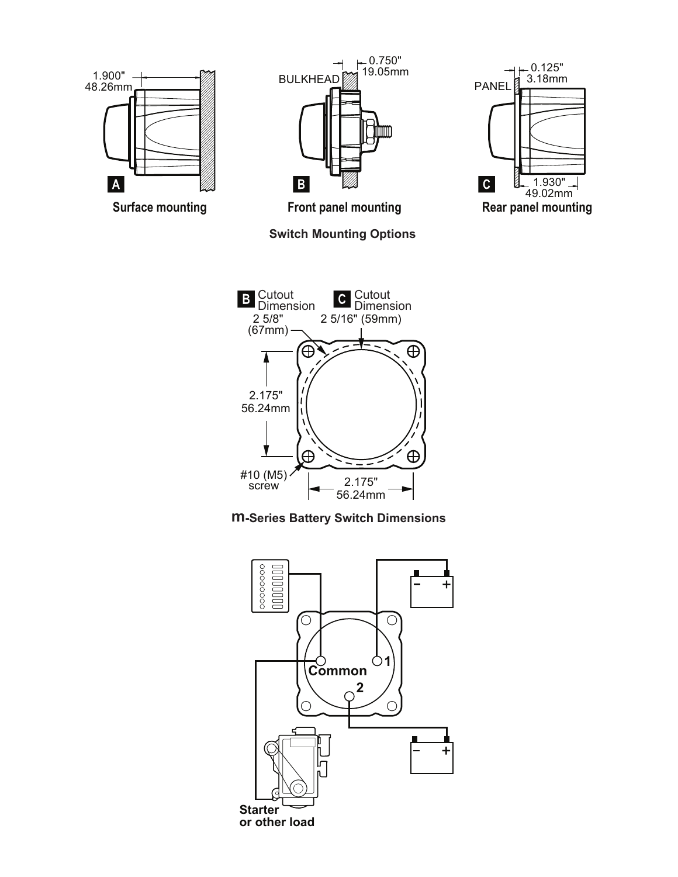1.900"
48.26mm

**A**

**Surface mounting**

0.750"
19.05mm

BULKHEAD

**B**

**Front panel mounting**

0.125"
3.18mm

PANEL

1.930"
49.02mm

**C**

**Rear panel mounting**

**Switch Mounting Options**

**B** Cutout Dimension
2 5/8"
(67mm)

**C** Cutout Dimension
2 5/16" (59mm)

2.175"
56.24mm

#10 (M5)
screw

2.175"
56.24mm

**m-Series Battery Switch Dimensions**

Common

1

2

**Starter or other load**